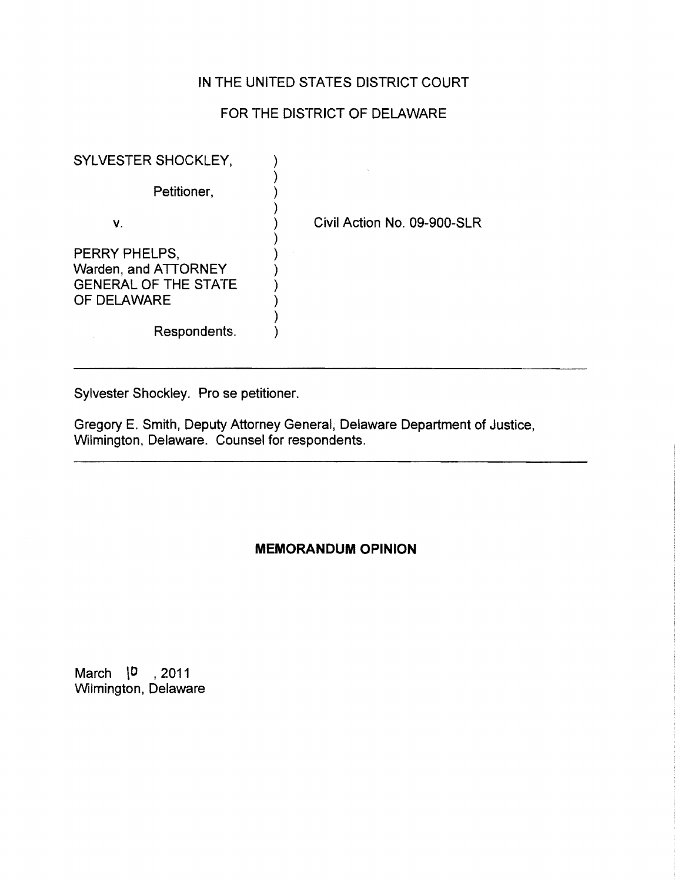IN THE UNITED STATES DISTRICT COURT

FOR THE DISTRICT OF DELAWARE

| | | |
|---|---|---|
| SYLVESTER SHOCKLEY, | ) | |
| | ) | |
| Petitioner, | ) | |
| | ) | |
| v. | ) | Civil Action No. 09-900-SLR |
| | ) | |
| PERRY PHELPS, Warden, and ATTORNEY GENERAL OF THE STATE OF DELAWARE | ) | |
| | ) | |
| Respondents. | ) | |

---

Sylvester Shockley. Pro se petitioner.

Gregory E. Smith, Deputy Attorney General, Delaware Department of Justice, Wilmington, Delaware. Counsel for respondents.

---

**MEMORANDUM OPINION**

March 10, 2011
Wilmington, Delaware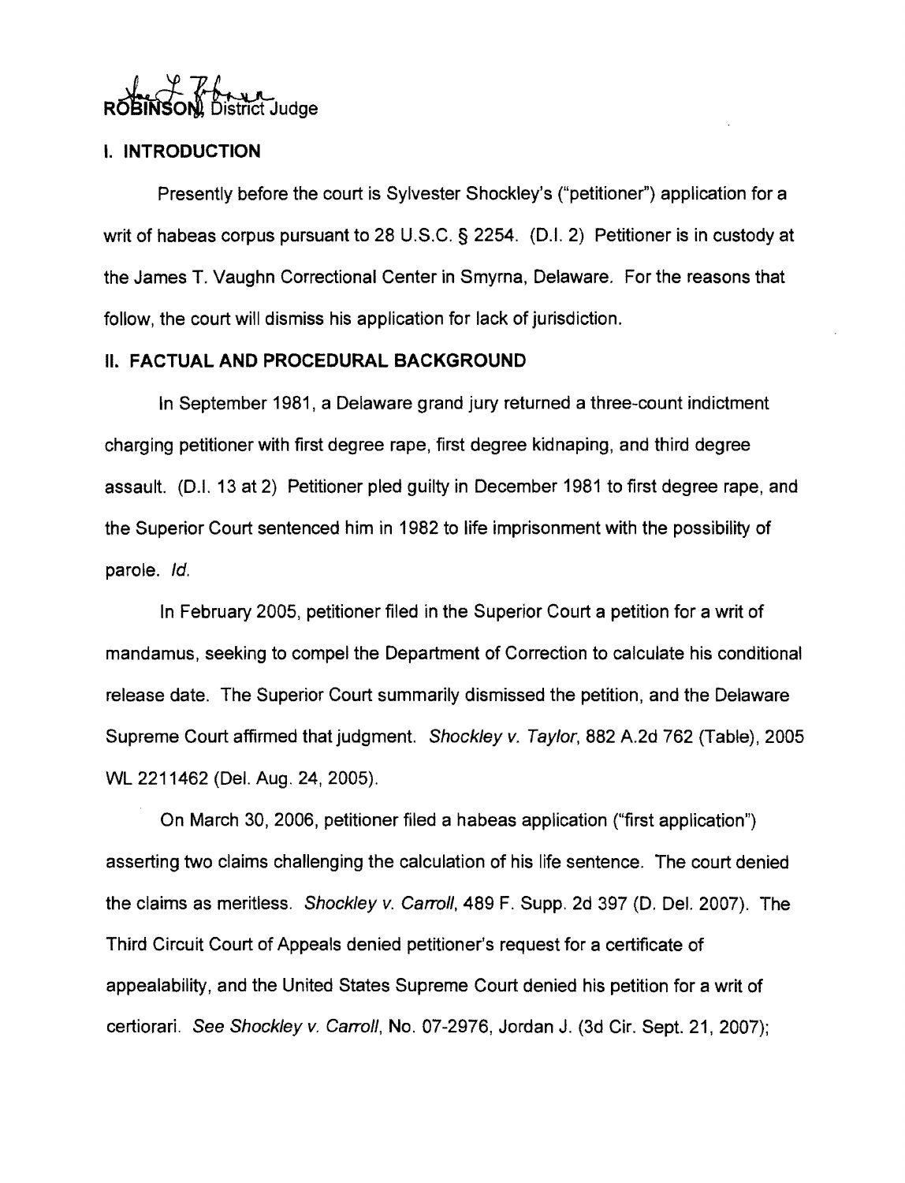ROBINSON, District Judge

## I. INTRODUCTION

Presently before the court is Sylvester Shockley's ("petitioner") application for a writ of habeas corpus pursuant to 28 U.S.C. § 2254. (D.I. 2) Petitioner is in custody at the James T. Vaughn Correctional Center in Smyrna, Delaware. For the reasons that follow, the court will dismiss his application for lack of jurisdiction.

## II. FACTUAL AND PROCEDURAL BACKGROUND

In September 1981, a Delaware grand jury returned a three-count indictment charging petitioner with first degree rape, first degree kidnaping, and third degree assault. (D.I. 13 at 2) Petitioner pled guilty in December 1981 to first degree rape, and the Superior Court sentenced him in 1982 to life imprisonment with the possibility of parole. *Id.*

In February 2005, petitioner filed in the Superior Court a petition for a writ of mandamus, seeking to compel the Department of Correction to calculate his conditional release date. The Superior Court summarily dismissed the petition, and the Delaware Supreme Court affirmed that judgment. *Shockley v. Taylor*, 882 A.2d 762 (Table), 2005 WL 2211462 (Del. Aug. 24, 2005).

On March 30, 2006, petitioner filed a habeas application ("first application") asserting two claims challenging the calculation of his life sentence. The court denied the claims as meritless. *Shockley v. Carroll*, 489 F. Supp. 2d 397 (D. Del. 2007). The Third Circuit Court of Appeals denied petitioner's request for a certificate of appealability, and the United States Supreme Court denied his petition for a writ of certiorari. *See Shockley v. Carroll*, No. 07-2976, Jordan J. (3d Cir. Sept. 21, 2007);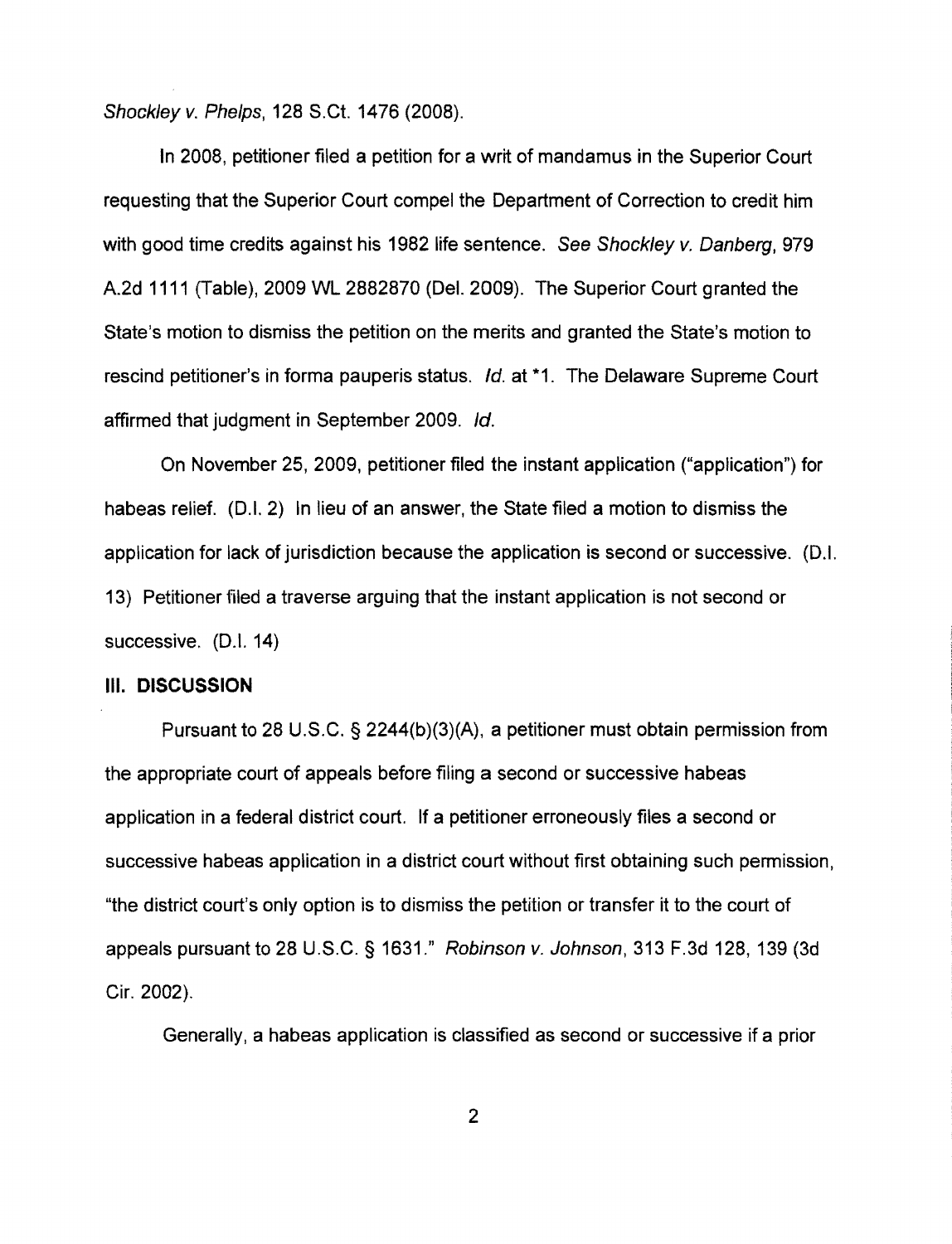*Shockley v. Phelps*, 128 S.Ct. 1476 (2008).

In 2008, petitioner filed a petition for a writ of mandamus in the Superior Court requesting that the Superior Court compel the Department of Correction to credit him with good time credits against his 1982 life sentence. *See Shockley v. Danberg*, 979 A.2d 1111 (Table), 2009 WL 2882870 (Del. 2009). The Superior Court granted the State's motion to dismiss the petition on the merits and granted the State's motion to rescind petitioner's in forma pauperis status. *Id.* at *1. The Delaware Supreme Court affirmed that judgment in September 2009. *Id.*

On November 25, 2009, petitioner filed the instant application ("application") for habeas relief. (D.I. 2) In lieu of an answer, the State filed a motion to dismiss the application for lack of jurisdiction because the application is second or successive. (D.I. 13) Petitioner filed a traverse arguing that the instant application is not second or successive. (D.I. 14)

## III. DISCUSSION

Pursuant to 28 U.S.C. § 2244(b)(3)(A), a petitioner must obtain permission from the appropriate court of appeals before filing a second or successive habeas application in a federal district court. If a petitioner erroneously files a second or successive habeas application in a district court without first obtaining such permission, "the district court's only option is to dismiss the petition or transfer it to the court of appeals pursuant to 28 U.S.C. § 1631." *Robinson v. Johnson*, 313 F.3d 128, 139 (3d Cir. 2002).

Generally, a habeas application is classified as second or successive if a prior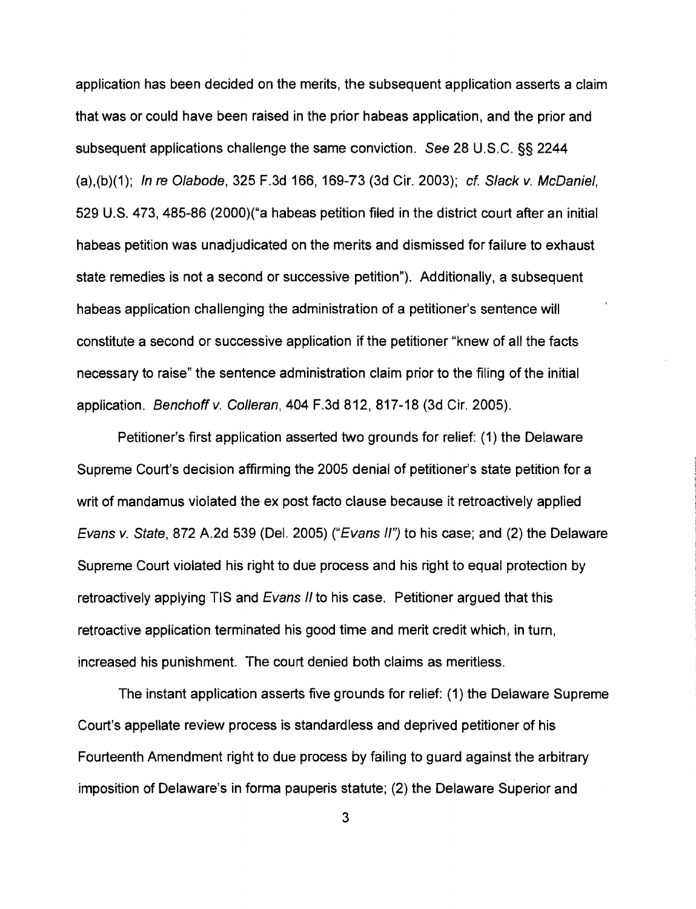application has been decided on the merits, the subsequent application asserts a claim that was or could have been raised in the prior habeas application, and the prior and subsequent applications challenge the same conviction. *See* 28 U.S.C. §§ 2244 (a),(b)(1); *In re Olabode*, 325 F.3d 166, 169-73 (3d Cir. 2003); *cf. Slack v. McDaniel*, 529 U.S. 473, 485-86 (2000)("a habeas petition filed in the district court after an initial habeas petition was unadjudicated on the merits and dismissed for failure to exhaust state remedies is not a second or successive petition"). Additionally, a subsequent habeas application challenging the administration of a petitioner's sentence will constitute a second or successive application if the petitioner "knew of all the facts necessary to raise" the sentence administration claim prior to the filing of the initial application. *Benchoff v. Colleran*, 404 F.3d 812, 817-18 (3d Cir. 2005).

Petitioner's first application asserted two grounds for relief: (1) the Delaware Supreme Court's decision affirming the 2005 denial of petitioner's state petition for a writ of mandamus violated the ex post facto clause because it retroactively applied *Evans v. State*, 872 A.2d 539 (Del. 2005) ("*Evans II*") to his case; and (2) the Delaware Supreme Court violated his right to due process and his right to equal protection by retroactively applying TIS and *Evans II* to his case. Petitioner argued that this retroactive application terminated his good time and merit credit which, in turn, increased his punishment. The court denied both claims as meritless.

The instant application asserts five grounds for relief: (1) the Delaware Supreme Court's appellate review process is standardless and deprived petitioner of his Fourteenth Amendment right to due process by failing to guard against the arbitrary imposition of Delaware's in forma pauperis statute; (2) the Delaware Superior and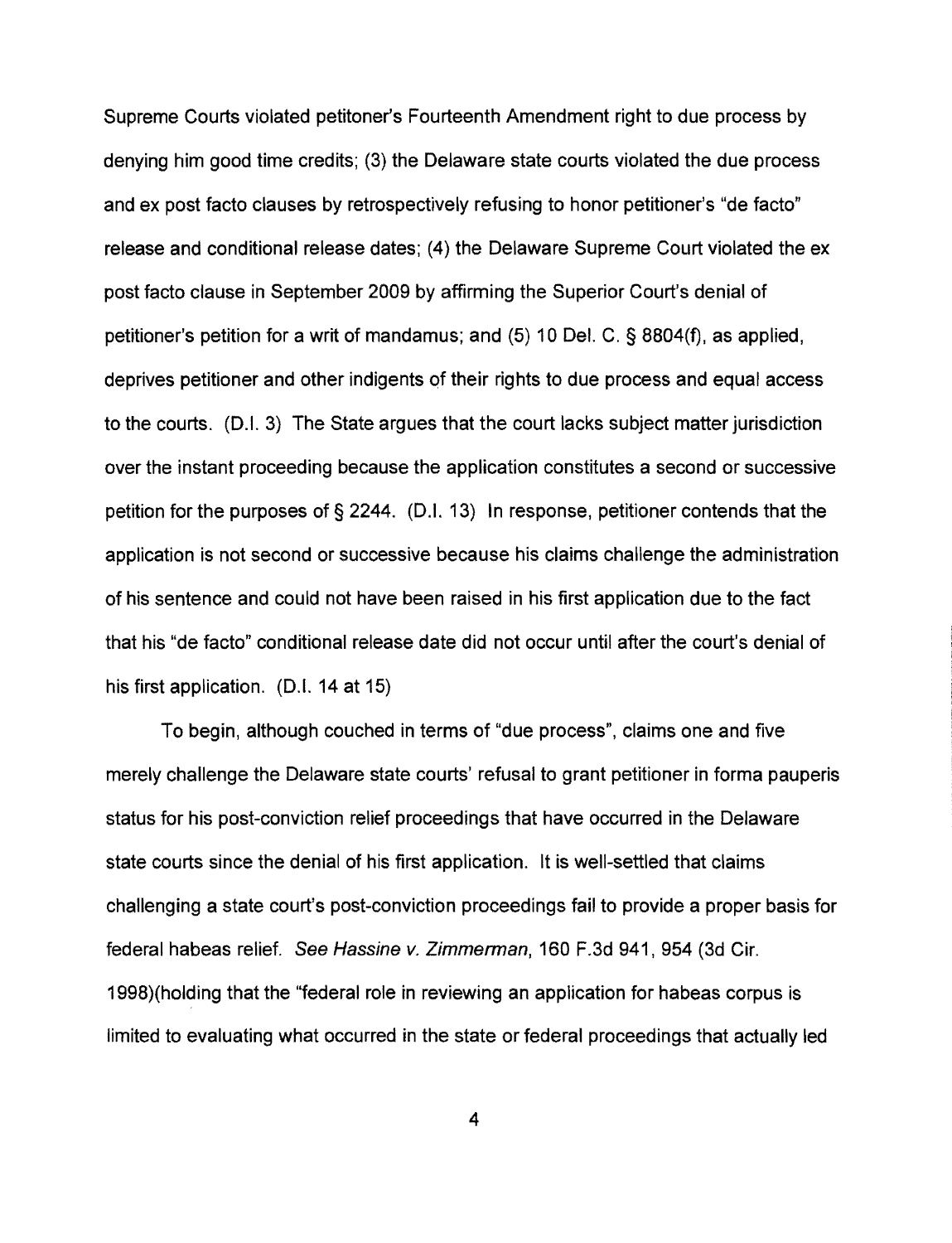Supreme Courts violated petitoner's Fourteenth Amendment right to due process by denying him good time credits; (3) the Delaware state courts violated the due process and ex post facto clauses by retrospectively refusing to honor petitioner's "de facto" release and conditional release dates; (4) the Delaware Supreme Court violated the ex post facto clause in September 2009 by affirming the Superior Court's denial of petitioner's petition for a writ of mandamus; and (5) 10 Del. C. § 8804(f), as applied, deprives petitioner and other indigents of their rights to due process and equal access to the courts. (D.I. 3) The State argues that the court lacks subject matter jurisdiction over the instant proceeding because the application constitutes a second or successive petition for the purposes of § 2244. (D.I. 13) In response, petitioner contends that the application is not second or successive because his claims challenge the administration of his sentence and could not have been raised in his first application due to the fact that his "de facto" conditional release date did not occur until after the court's denial of his first application. (D.I. 14 at 15)

To begin, although couched in terms of "due process", claims one and five merely challenge the Delaware state courts' refusal to grant petitioner in forma pauperis status for his post-conviction relief proceedings that have occurred in the Delaware state courts since the denial of his first application. It is well-settled that claims challenging a state court's post-conviction proceedings fail to provide a proper basis for federal habeas relief. *See Hassine v. Zimmerman*, 160 F.3d 941, 954 (3d Cir. 1998)(holding that the "federal role in reviewing an application for habeas corpus is limited to evaluating what occurred in the state or federal proceedings that actually led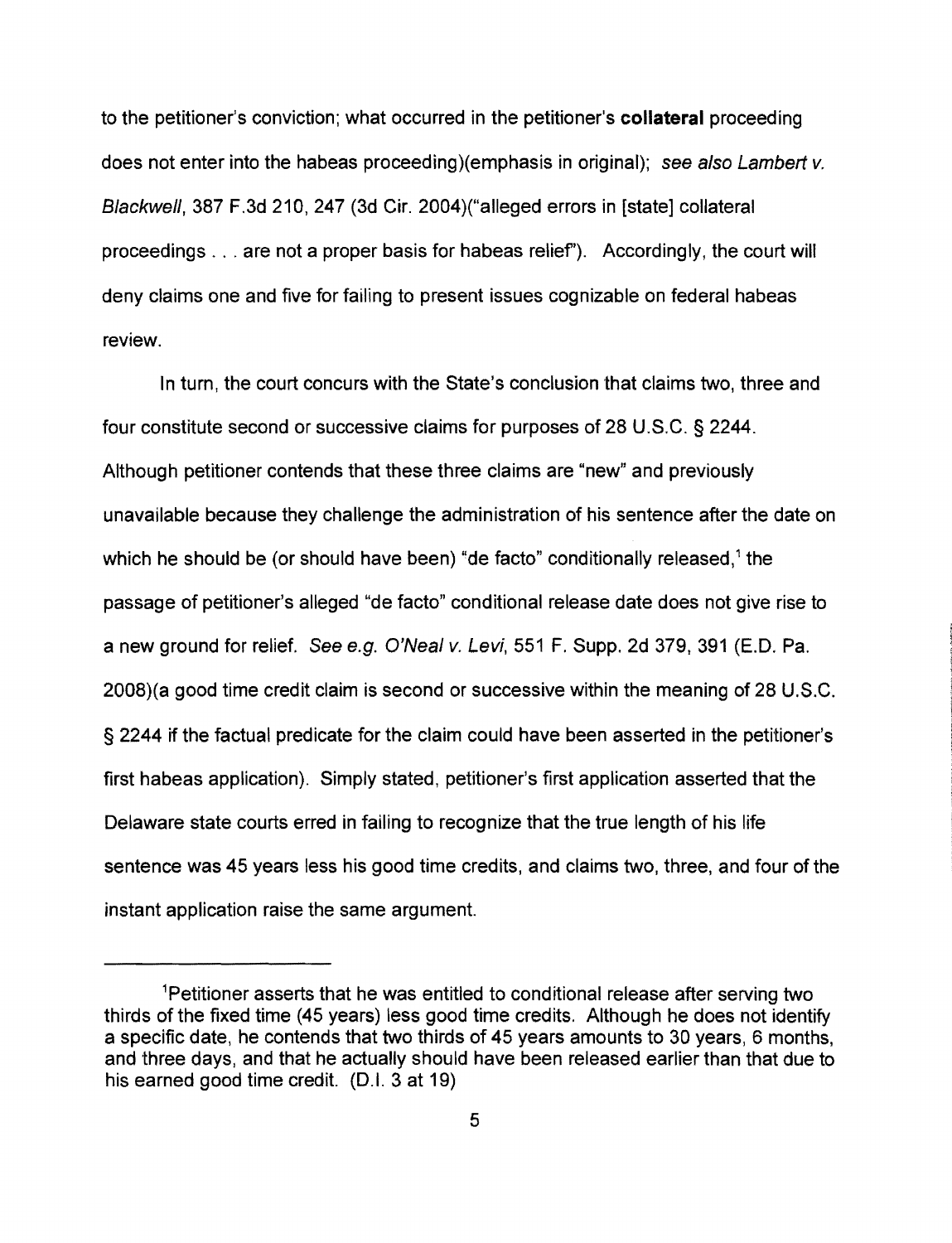to the petitioner's conviction; what occurred in the petitioner's **collateral** proceeding does not enter into the habeas proceeding)(emphasis in original); *see also Lambert v. Blackwell*, 387 F.3d 210, 247 (3d Cir. 2004)("alleged errors in [state] collateral proceedings . . . are not a proper basis for habeas relief"). Accordingly, the court will deny claims one and five for failing to present issues cognizable on federal habeas review.

In turn, the court concurs with the State's conclusion that claims two, three and four constitute second or successive claims for purposes of 28 U.S.C. § 2244. Although petitioner contends that these three claims are "new" and previously unavailable because they challenge the administration of his sentence after the date on which he should be (or should have been) "de facto" conditionally released,[1] the passage of petitioner's alleged "de facto" conditional release date does not give rise to a new ground for relief. *See e.g. O'Neal v. Levi*, 551 F. Supp. 2d 379, 391 (E.D. Pa. 2008)(a good time credit claim is second or successive within the meaning of 28 U.S.C. § 2244 if the factual predicate for the claim could have been asserted in the petitioner's first habeas application). Simply stated, petitioner's first application asserted that the Delaware state courts erred in failing to recognize that the true length of his life sentence was 45 years less his good time credits, and claims two, three, and four of the instant application raise the same argument.

---

[1]Petitioner asserts that he was entitled to conditional release after serving two thirds of the fixed time (45 years) less good time credits. Although he does not identify a specific date, he contends that two thirds of 45 years amounts to 30 years, 6 months, and three days, and that he actually should have been released earlier than that due to his earned good time credit. (D.I. 3 at 19)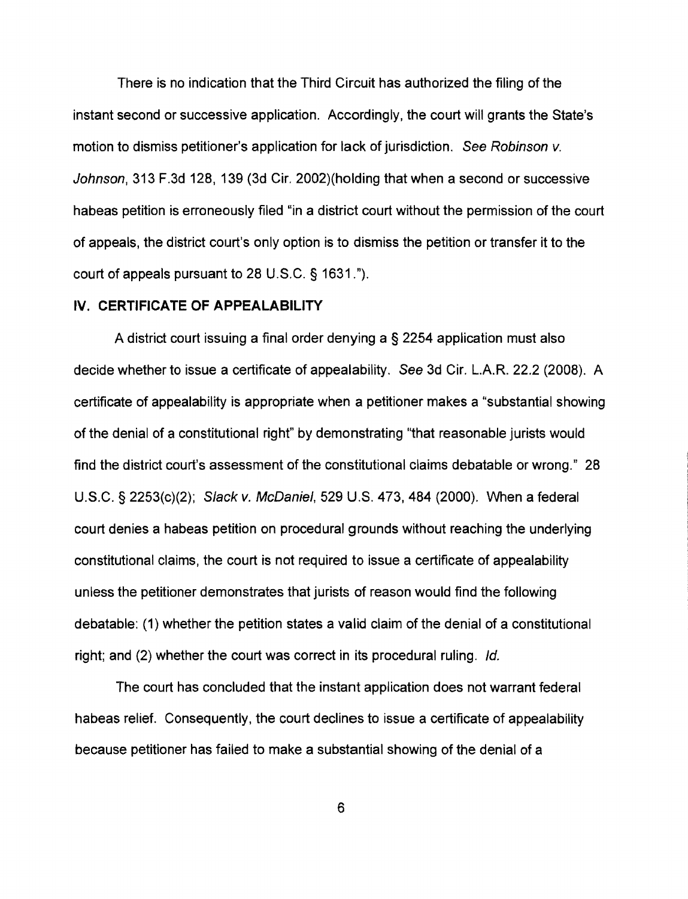There is no indication that the Third Circuit has authorized the filing of the instant second or successive application. Accordingly, the court will grants the State's motion to dismiss petitioner's application for lack of jurisdiction. *See Robinson v. Johnson*, 313 F.3d 128, 139 (3d Cir. 2002)(holding that when a second or successive habeas petition is erroneously filed "in a district court without the permission of the court of appeals, the district court's only option is to dismiss the petition or transfer it to the court of appeals pursuant to 28 U.S.C. § 1631.").

## IV. CERTIFICATE OF APPEALABILITY

A district court issuing a final order denying a § 2254 application must also decide whether to issue a certificate of appealability. *See* 3d Cir. L.A.R. 22.2 (2008). A certificate of appealability is appropriate when a petitioner makes a "substantial showing of the denial of a constitutional right" by demonstrating "that reasonable jurists would find the district court's assessment of the constitutional claims debatable or wrong." 28 U.S.C. § 2253(c)(2); *Slack v. McDaniel*, 529 U.S. 473, 484 (2000). When a federal court denies a habeas petition on procedural grounds without reaching the underlying constitutional claims, the court is not required to issue a certificate of appealability unless the petitioner demonstrates that jurists of reason would find the following debatable: (1) whether the petition states a valid claim of the denial of a constitutional right; and (2) whether the court was correct in its procedural ruling. *Id.*

The court has concluded that the instant application does not warrant federal habeas relief. Consequently, the court declines to issue a certificate of appealability because petitioner has failed to make a substantial showing of the denial of a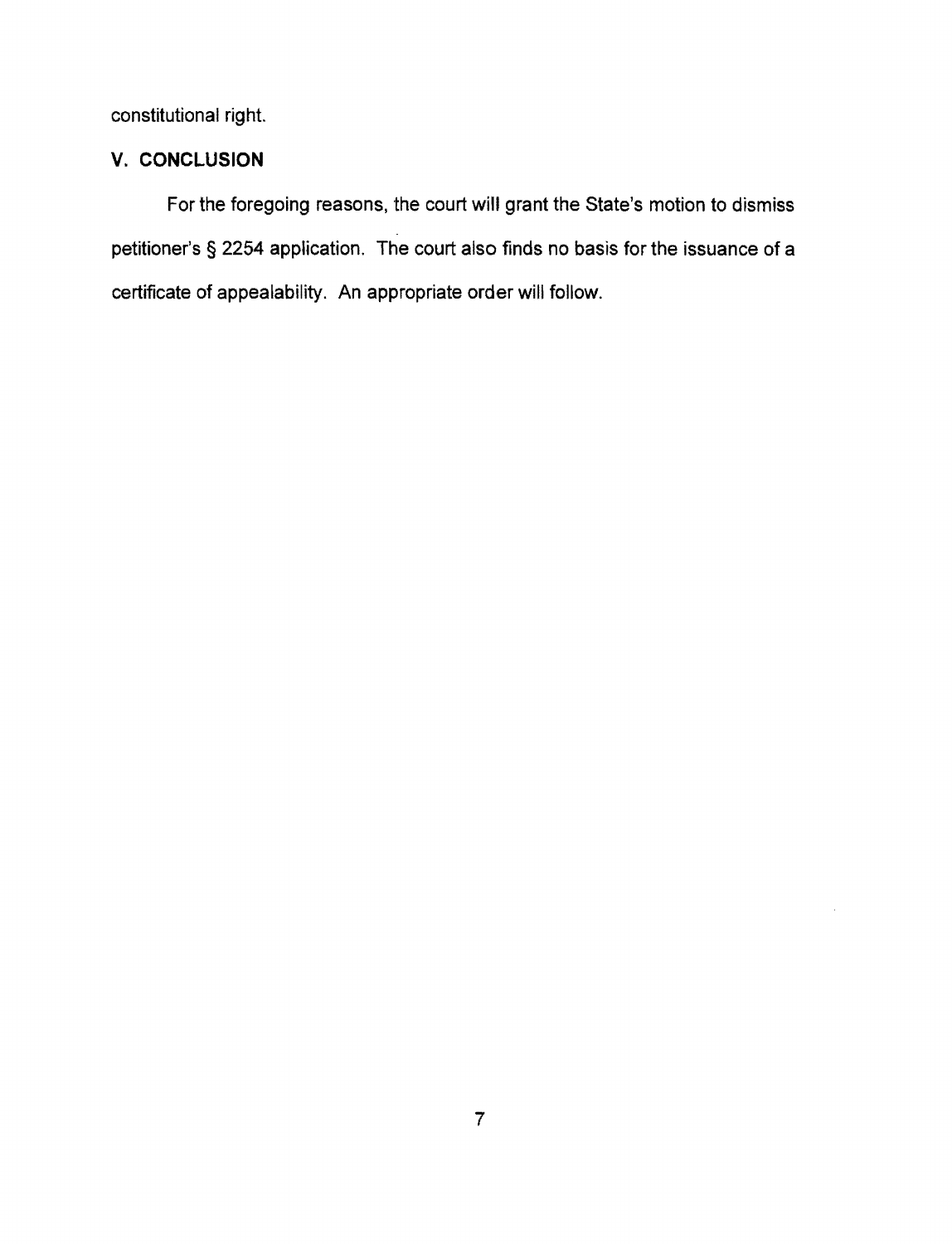constitutional right.

## V. CONCLUSION

For the foregoing reasons, the court will grant the State's motion to dismiss petitioner's § 2254 application. The court also finds no basis for the issuance of a certificate of appealability. An appropriate order will follow.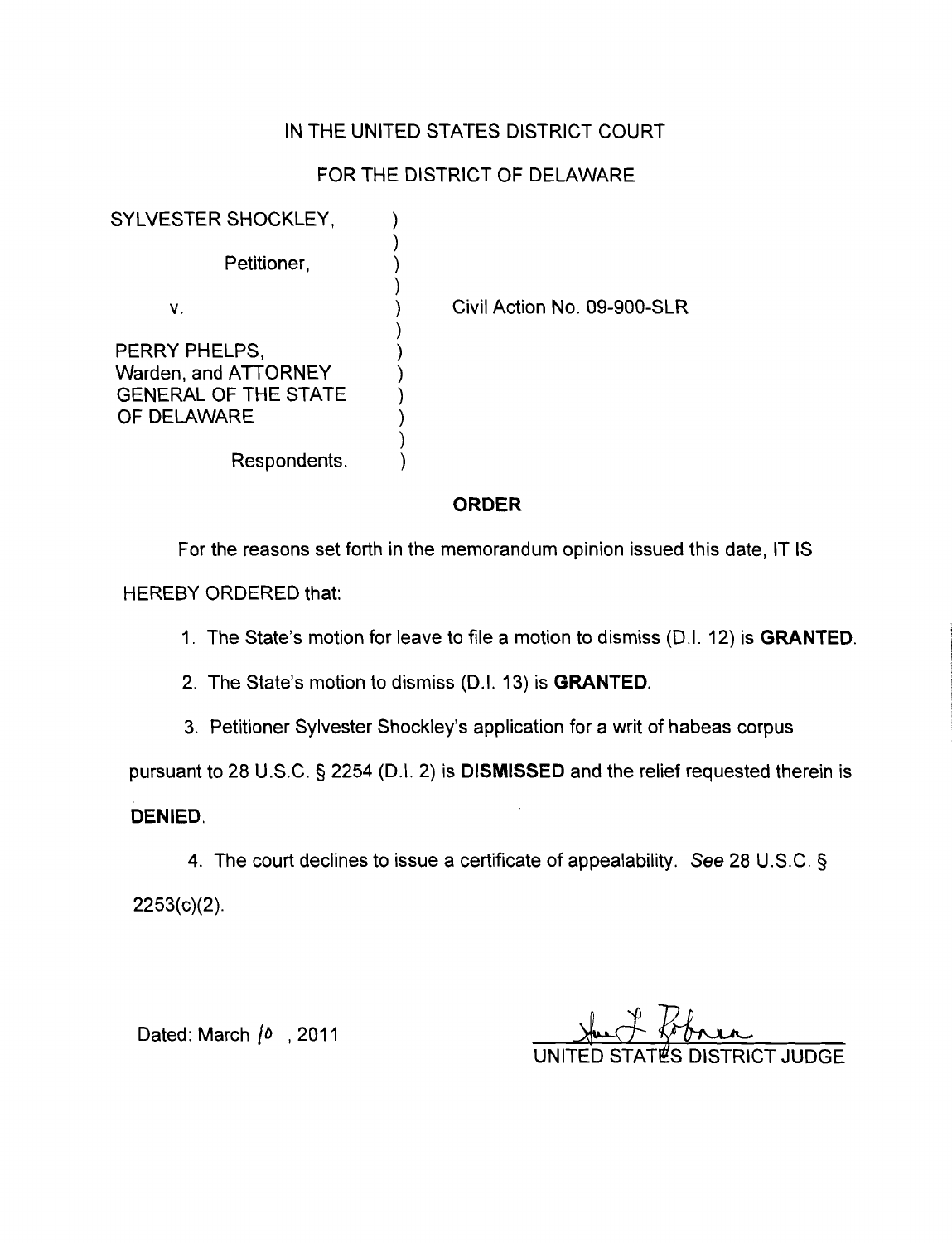IN THE UNITED STATES DISTRICT COURT

FOR THE DISTRICT OF DELAWARE

| | | |
|---|---|---|
| SYLVESTER SHOCKLEY, | ) | |
| | ) | |
| Petitioner, | ) | |
| | ) | |
| v. | ) | Civil Action No. 09-900-SLR |
| | ) | |
| PERRY PHELPS, Warden, and ATTORNEY GENERAL OF THE STATE OF DELAWARE | ) | |
| | ) | |
| Respondents. | ) | |

## ORDER

For the reasons set forth in the memorandum opinion issued this date, IT IS HEREBY ORDERED that:

1. The State's motion for leave to file a motion to dismiss (D.I. 12) is **GRANTED**.

2. The State's motion to dismiss (D.I. 13) is **GRANTED**.

3. Petitioner Sylvester Shockley's application for a writ of habeas corpus pursuant to 28 U.S.C. § 2254 (D.I. 2) is **DISMISSED** and the relief requested therein is **DENIED**.

4. The court declines to issue a certificate of appealability. *See* 28 U.S.C. § 2253(c)(2).

Dated: March 10, 2011

UNITED STATES DISTRICT JUDGE